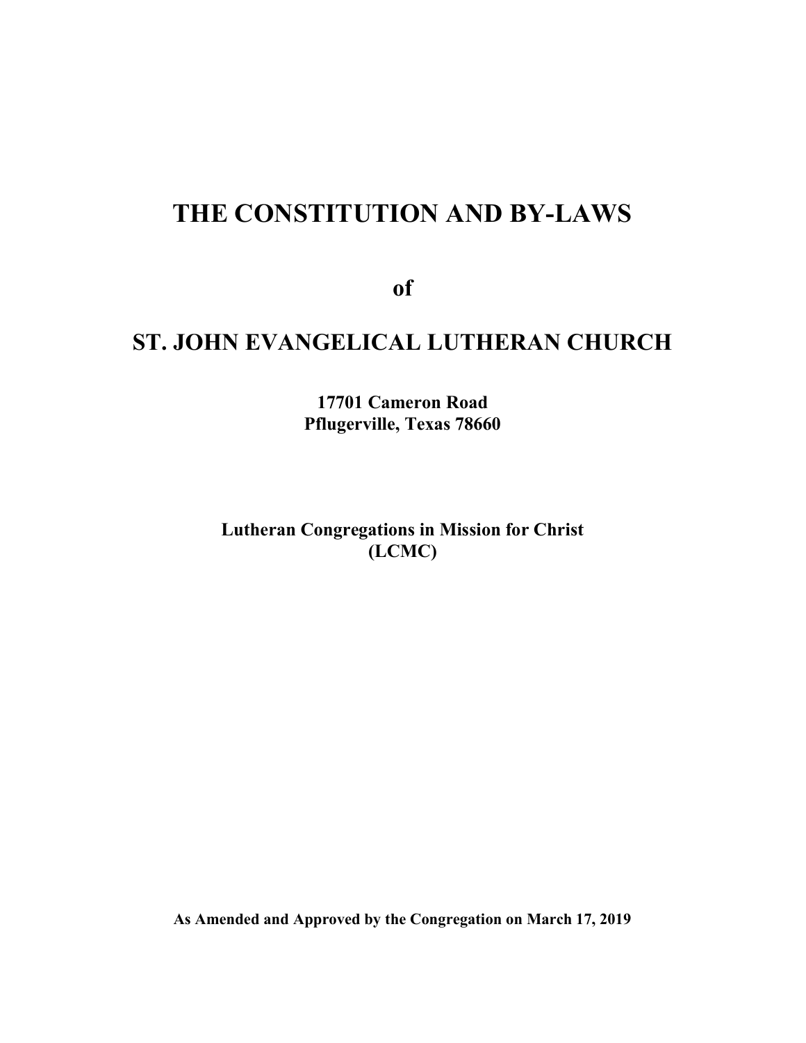# THE CONSTITUTION AND BY-LAWS

**of**

# ST. JOHN EVANGELICAL LUTHERAN CHURCH

**17701 Cameron Road**
**Pflugerville, Texas 78660**

**Lutheran Congregations in Mission for Christ**
**(LCMC)**

**As Amended and Approved by the Congregation on March 17, 2019**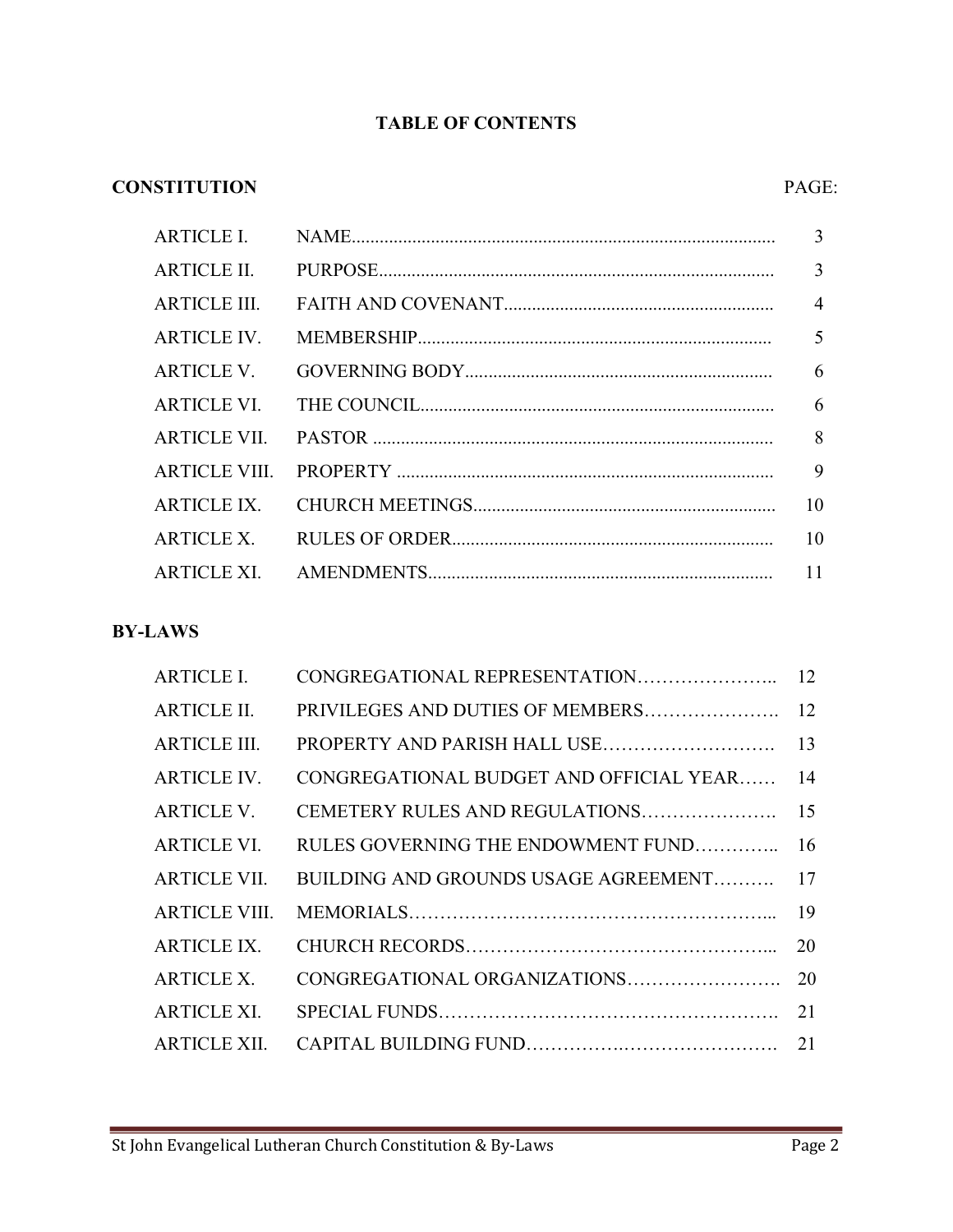# TABLE OF CONTENTS

## CONSTITUTION

| | | PAGE: |
|---|---|---|
| ARTICLE I. | NAME | 3 |
| ARTICLE II. | PURPOSE | 3 |
| ARTICLE III. | FAITH AND COVENANT | 4 |
| ARTICLE IV. | MEMBERSHIP | 5 |
| ARTICLE V. | GOVERNING BODY | 6 |
| ARTICLE VI. | THE COUNCIL | 6 |
| ARTICLE VII. | PASTOR | 8 |
| ARTICLE VIII. | PROPERTY | 9 |
| ARTICLE IX. | CHURCH MEETINGS | 10 |
| ARTICLE X. | RULES OF ORDER | 10 |
| ARTICLE XI. | AMENDMENTS | 11 |

## BY-LAWS

| | | |
|---|---|---|
| ARTICLE I. | CONGREGATIONAL REPRESENTATION | 12 |
| ARTICLE II. | PRIVILEGES AND DUTIES OF MEMBERS | 12 |
| ARTICLE III. | PROPERTY AND PARISH HALL USE | 13 |
| ARTICLE IV. | CONGREGATIONAL BUDGET AND OFFICIAL YEAR | 14 |
| ARTICLE V. | CEMETERY RULES AND REGULATIONS | 15 |
| ARTICLE VI. | RULES GOVERNING THE ENDOWMENT FUND | 16 |
| ARTICLE VII. | BUILDING AND GROUNDS USAGE AGREEMENT | 17 |
| ARTICLE VIII. | MEMORIALS | 19 |
| ARTICLE IX. | CHURCH RECORDS | 20 |
| ARTICLE X. | CONGREGATIONAL ORGANIZATIONS | 20 |
| ARTICLE XI. | SPECIAL FUNDS | 21 |
| ARTICLE XII. | CAPITAL BUILDING FUND | 21 |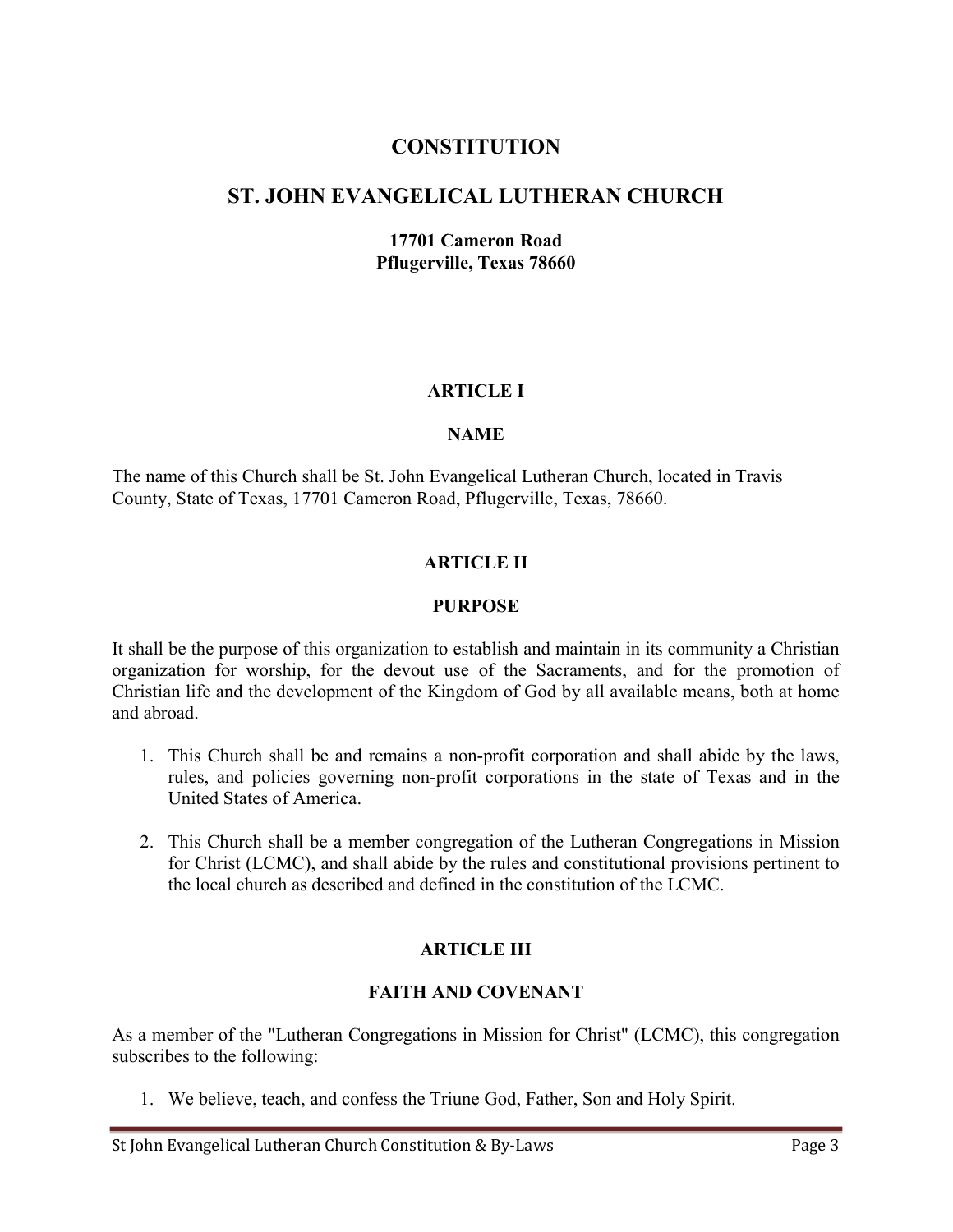# CONSTITUTION

# ST. JOHN EVANGELICAL LUTHERAN CHURCH

**17701 Cameron Road**
**Pflugerville, Texas 78660**

## ARTICLE I

## NAME

The name of this Church shall be St. John Evangelical Lutheran Church, located in Travis County, State of Texas, 17701 Cameron Road, Pflugerville, Texas, 78660.

## ARTICLE II

## PURPOSE

It shall be the purpose of this organization to establish and maintain in its community a Christian organization for worship, for the devout use of the Sacraments, and for the promotion of Christian life and the development of the Kingdom of God by all available means, both at home and abroad.

1. This Church shall be and remains a non-profit corporation and shall abide by the laws, rules, and policies governing non-profit corporations in the state of Texas and in the United States of America.

2. This Church shall be a member congregation of the Lutheran Congregations in Mission for Christ (LCMC), and shall abide by the rules and constitutional provisions pertinent to the local church as described and defined in the constitution of the LCMC.

## ARTICLE III

## FAITH AND COVENANT

As a member of the "Lutheran Congregations in Mission for Christ" (LCMC), this congregation subscribes to the following:

1. We believe, teach, and confess the Triune God, Father, Son and Holy Spirit.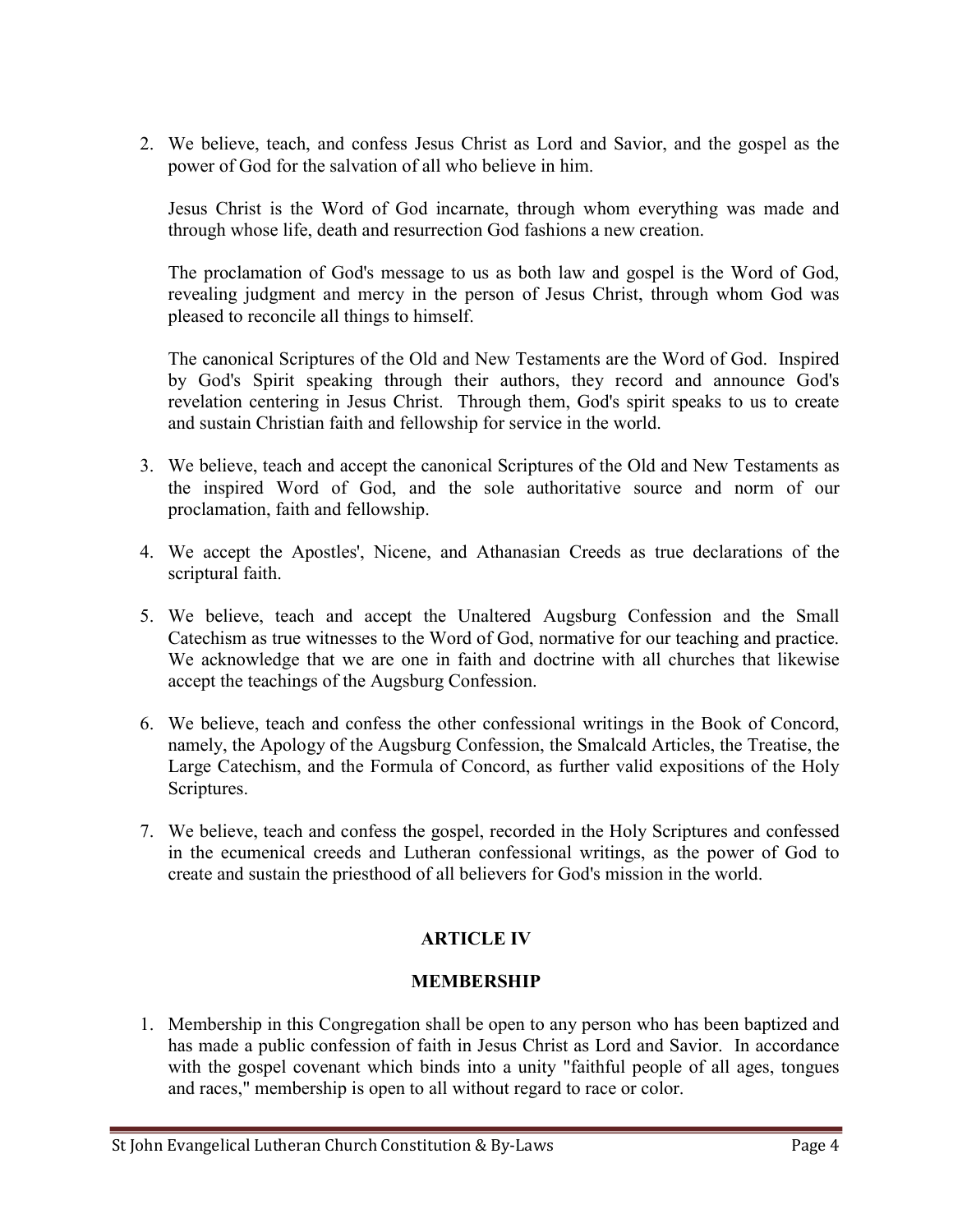2. We believe, teach, and confess Jesus Christ as Lord and Savior, and the gospel as the power of God for the salvation of all who believe in him.

   Jesus Christ is the Word of God incarnate, through whom everything was made and through whose life, death and resurrection God fashions a new creation.

   The proclamation of God's message to us as both law and gospel is the Word of God, revealing judgment and mercy in the person of Jesus Christ, through whom God was pleased to reconcile all things to himself.

   The canonical Scriptures of the Old and New Testaments are the Word of God. Inspired by God's Spirit speaking through their authors, they record and announce God's revelation centering in Jesus Christ. Through them, God's spirit speaks to us to create and sustain Christian faith and fellowship for service in the world.

3. We believe, teach and accept the canonical Scriptures of the Old and New Testaments as the inspired Word of God, and the sole authoritative source and norm of our proclamation, faith and fellowship.

4. We accept the Apostles', Nicene, and Athanasian Creeds as true declarations of the scriptural faith.

5. We believe, teach and accept the Unaltered Augsburg Confession and the Small Catechism as true witnesses to the Word of God, normative for our teaching and practice. We acknowledge that we are one in faith and doctrine with all churches that likewise accept the teachings of the Augsburg Confession.

6. We believe, teach and confess the other confessional writings in the Book of Concord, namely, the Apology of the Augsburg Confession, the Smalcald Articles, the Treatise, the Large Catechism, and the Formula of Concord, as further valid expositions of the Holy Scriptures.

7. We believe, teach and confess the gospel, recorded in the Holy Scriptures and confessed in the ecumenical creeds and Lutheran confessional writings, as the power of God to create and sustain the priesthood of all believers for God's mission in the world.

## ARTICLE IV

## MEMBERSHIP

1. Membership in this Congregation shall be open to any person who has been baptized and has made a public confession of faith in Jesus Christ as Lord and Savior. In accordance with the gospel covenant which binds into a unity "faithful people of all ages, tongues and races," membership is open to all without regard to race or color.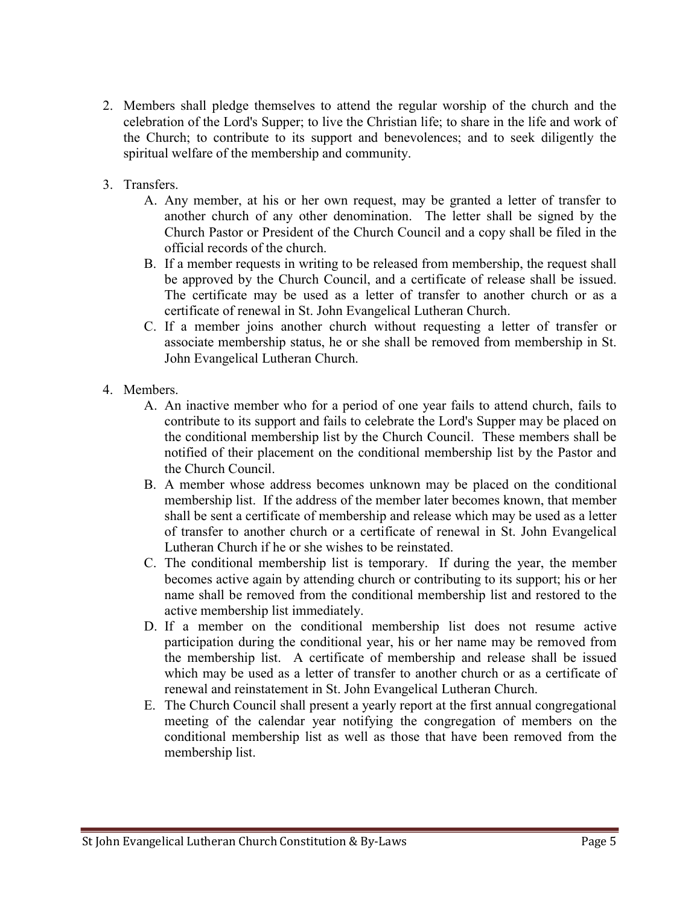2. Members shall pledge themselves to attend the regular worship of the church and the celebration of the Lord's Supper; to live the Christian life; to share in the life and work of the Church; to contribute to its support and benevolences; and to seek diligently the spiritual welfare of the membership and community.

3. Transfers.
   A. Any member, at his or her own request, may be granted a letter of transfer to another church of any other denomination. The letter shall be signed by the Church Pastor or President of the Church Council and a copy shall be filed in the official records of the church.
   B. If a member requests in writing to be released from membership, the request shall be approved by the Church Council, and a certificate of release shall be issued. The certificate may be used as a letter of transfer to another church or as a certificate of renewal in St. John Evangelical Lutheran Church.
   C. If a member joins another church without requesting a letter of transfer or associate membership status, he or she shall be removed from membership in St. John Evangelical Lutheran Church.

4. Members.
   A. An inactive member who for a period of one year fails to attend church, fails to contribute to its support and fails to celebrate the Lord's Supper may be placed on the conditional membership list by the Church Council. These members shall be notified of their placement on the conditional membership list by the Pastor and the Church Council.
   B. A member whose address becomes unknown may be placed on the conditional membership list. If the address of the member later becomes known, that member shall be sent a certificate of membership and release which may be used as a letter of transfer to another church or a certificate of renewal in St. John Evangelical Lutheran Church if he or she wishes to be reinstated.
   C. The conditional membership list is temporary. If during the year, the member becomes active again by attending church or contributing to its support; his or her name shall be removed from the conditional membership list and restored to the active membership list immediately.
   D. If a member on the conditional membership list does not resume active participation during the conditional year, his or her name may be removed from the membership list. A certificate of membership and release shall be issued which may be used as a letter of transfer to another church or as a certificate of renewal and reinstatement in St. John Evangelical Lutheran Church.
   E. The Church Council shall present a yearly report at the first annual congregational meeting of the calendar year notifying the congregation of members on the conditional membership list as well as those that have been removed from the membership list.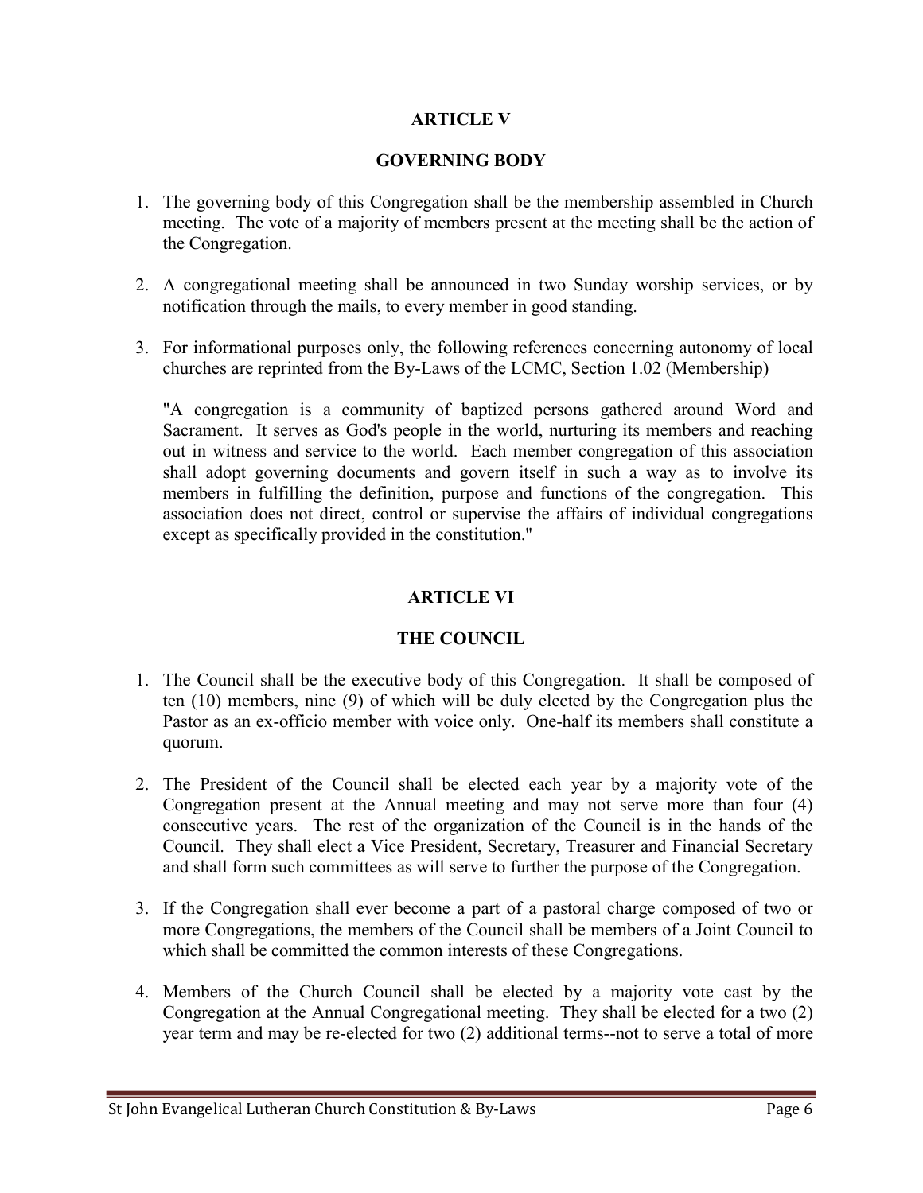## ARTICLE V

## GOVERNING BODY

1. The governing body of this Congregation shall be the membership assembled in Church meeting. The vote of a majority of members present at the meeting shall be the action of the Congregation.

2. A congregational meeting shall be announced in two Sunday worship services, or by notification through the mails, to every member in good standing.

3. For informational purposes only, the following references concerning autonomy of local churches are reprinted from the By-Laws of the LCMC, Section 1.02 (Membership)

   "A congregation is a community of baptized persons gathered around Word and Sacrament. It serves as God's people in the world, nurturing its members and reaching out in witness and service to the world. Each member congregation of this association shall adopt governing documents and govern itself in such a way as to involve its members in fulfilling the definition, purpose and functions of the congregation. This association does not direct, control or supervise the affairs of individual congregations except as specifically provided in the constitution."

## ARTICLE VI

## THE COUNCIL

1. The Council shall be the executive body of this Congregation. It shall be composed of ten (10) members, nine (9) of which will be duly elected by the Congregation plus the Pastor as an ex-officio member with voice only. One-half its members shall constitute a quorum.

2. The President of the Council shall be elected each year by a majority vote of the Congregation present at the Annual meeting and may not serve more than four (4) consecutive years. The rest of the organization of the Council is in the hands of the Council. They shall elect a Vice President, Secretary, Treasurer and Financial Secretary and shall form such committees as will serve to further the purpose of the Congregation.

3. If the Congregation shall ever become a part of a pastoral charge composed of two or more Congregations, the members of the Council shall be members of a Joint Council to which shall be committed the common interests of these Congregations.

4. Members of the Church Council shall be elected by a majority vote cast by the Congregation at the Annual Congregational meeting. They shall be elected for a two (2) year term and may be re-elected for two (2) additional terms--not to serve a total of more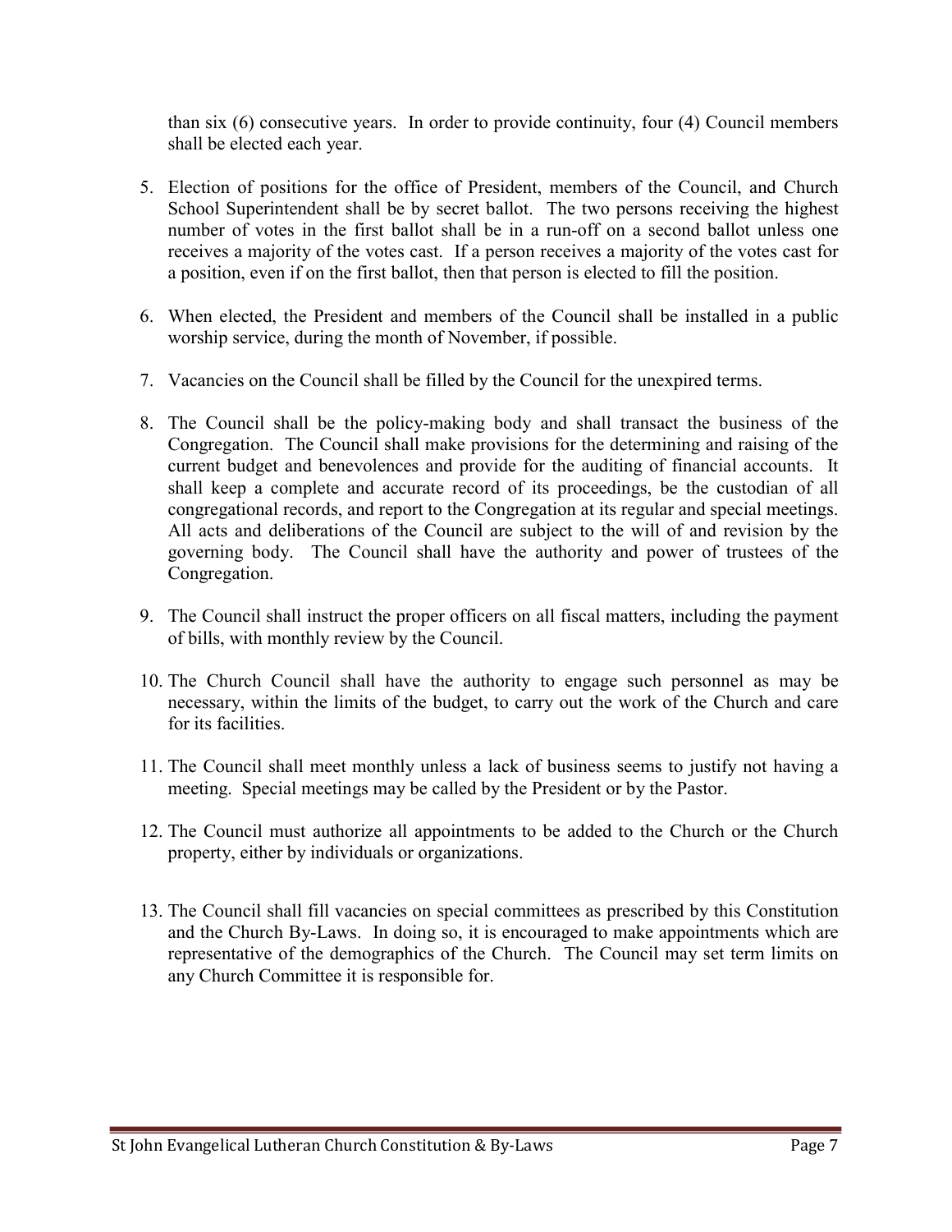than six (6) consecutive years. In order to provide continuity, four (4) Council members shall be elected each year.

5. Election of positions for the office of President, members of the Council, and Church School Superintendent shall be by secret ballot. The two persons receiving the highest number of votes in the first ballot shall be in a run-off on a second ballot unless one receives a majority of the votes cast. If a person receives a majority of the votes cast for a position, even if on the first ballot, then that person is elected to fill the position.

6. When elected, the President and members of the Council shall be installed in a public worship service, during the month of November, if possible.

7. Vacancies on the Council shall be filled by the Council for the unexpired terms.

8. The Council shall be the policy-making body and shall transact the business of the Congregation. The Council shall make provisions for the determining and raising of the current budget and benevolences and provide for the auditing of financial accounts. It shall keep a complete and accurate record of its proceedings, be the custodian of all congregational records, and report to the Congregation at its regular and special meetings. All acts and deliberations of the Council are subject to the will of and revision by the governing body. The Council shall have the authority and power of trustees of the Congregation.

9. The Council shall instruct the proper officers on all fiscal matters, including the payment of bills, with monthly review by the Council.

10. The Church Council shall have the authority to engage such personnel as may be necessary, within the limits of the budget, to carry out the work of the Church and care for its facilities.

11. The Council shall meet monthly unless a lack of business seems to justify not having a meeting. Special meetings may be called by the President or by the Pastor.

12. The Council must authorize all appointments to be added to the Church or the Church property, either by individuals or organizations.

13. The Council shall fill vacancies on special committees as prescribed by this Constitution and the Church By-Laws. In doing so, it is encouraged to make appointments which are representative of the demographics of the Church. The Council may set term limits on any Church Committee it is responsible for.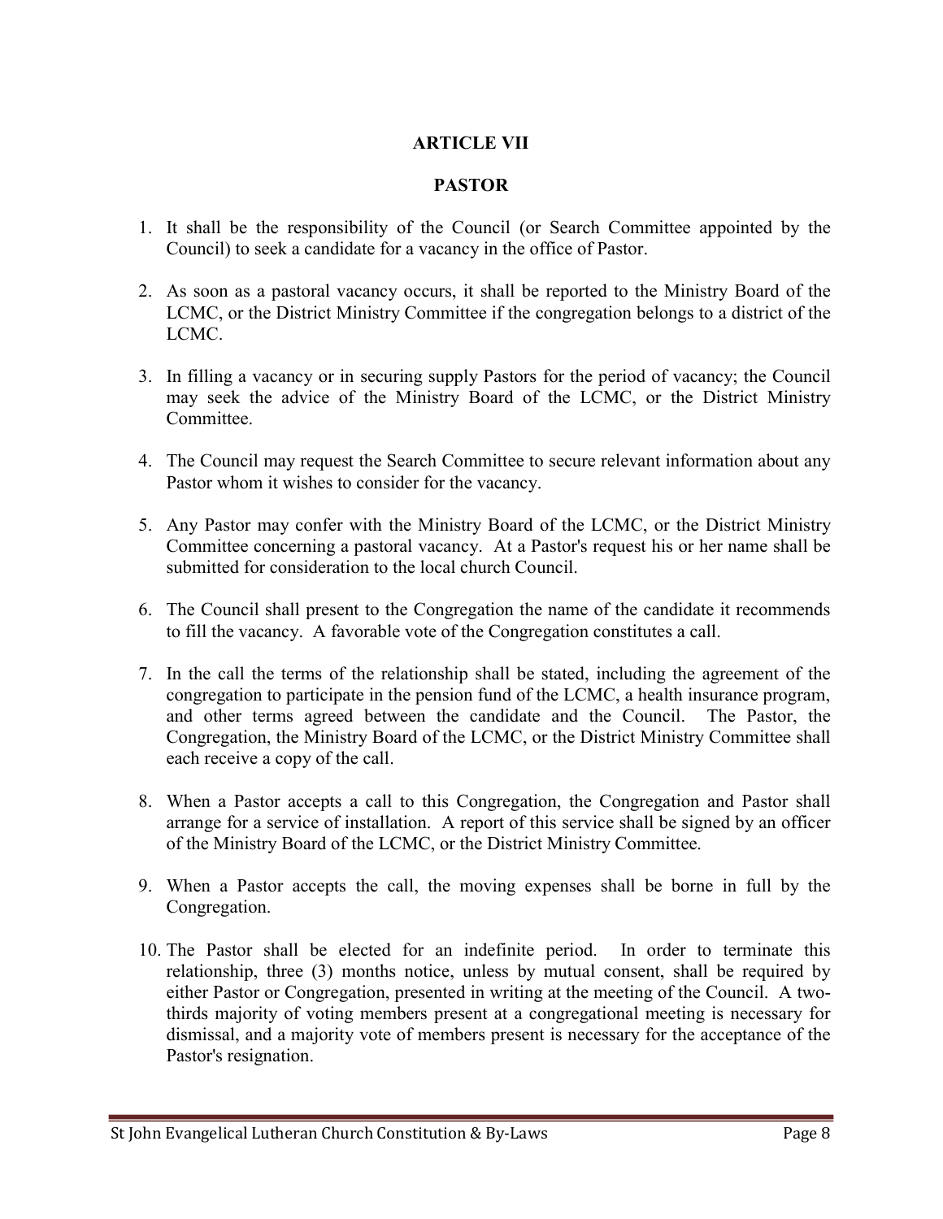## ARTICLE VII

## PASTOR

1. It shall be the responsibility of the Council (or Search Committee appointed by the Council) to seek a candidate for a vacancy in the office of Pastor.

2. As soon as a pastoral vacancy occurs, it shall be reported to the Ministry Board of the LCMC, or the District Ministry Committee if the congregation belongs to a district of the LCMC.

3. In filling a vacancy or in securing supply Pastors for the period of vacancy; the Council may seek the advice of the Ministry Board of the LCMC, or the District Ministry Committee.

4. The Council may request the Search Committee to secure relevant information about any Pastor whom it wishes to consider for the vacancy.

5. Any Pastor may confer with the Ministry Board of the LCMC, or the District Ministry Committee concerning a pastoral vacancy. At a Pastor's request his or her name shall be submitted for consideration to the local church Council.

6. The Council shall present to the Congregation the name of the candidate it recommends to fill the vacancy. A favorable vote of the Congregation constitutes a call.

7. In the call the terms of the relationship shall be stated, including the agreement of the congregation to participate in the pension fund of the LCMC, a health insurance program, and other terms agreed between the candidate and the Council. The Pastor, the Congregation, the Ministry Board of the LCMC, or the District Ministry Committee shall each receive a copy of the call.

8. When a Pastor accepts a call to this Congregation, the Congregation and Pastor shall arrange for a service of installation. A report of this service shall be signed by an officer of the Ministry Board of the LCMC, or the District Ministry Committee.

9. When a Pastor accepts the call, the moving expenses shall be borne in full by the Congregation.

10. The Pastor shall be elected for an indefinite period. In order to terminate this relationship, three (3) months notice, unless by mutual consent, shall be required by either Pastor or Congregation, presented in writing at the meeting of the Council. A two-thirds majority of voting members present at a congregational meeting is necessary for dismissal, and a majority vote of members present is necessary for the acceptance of the Pastor's resignation.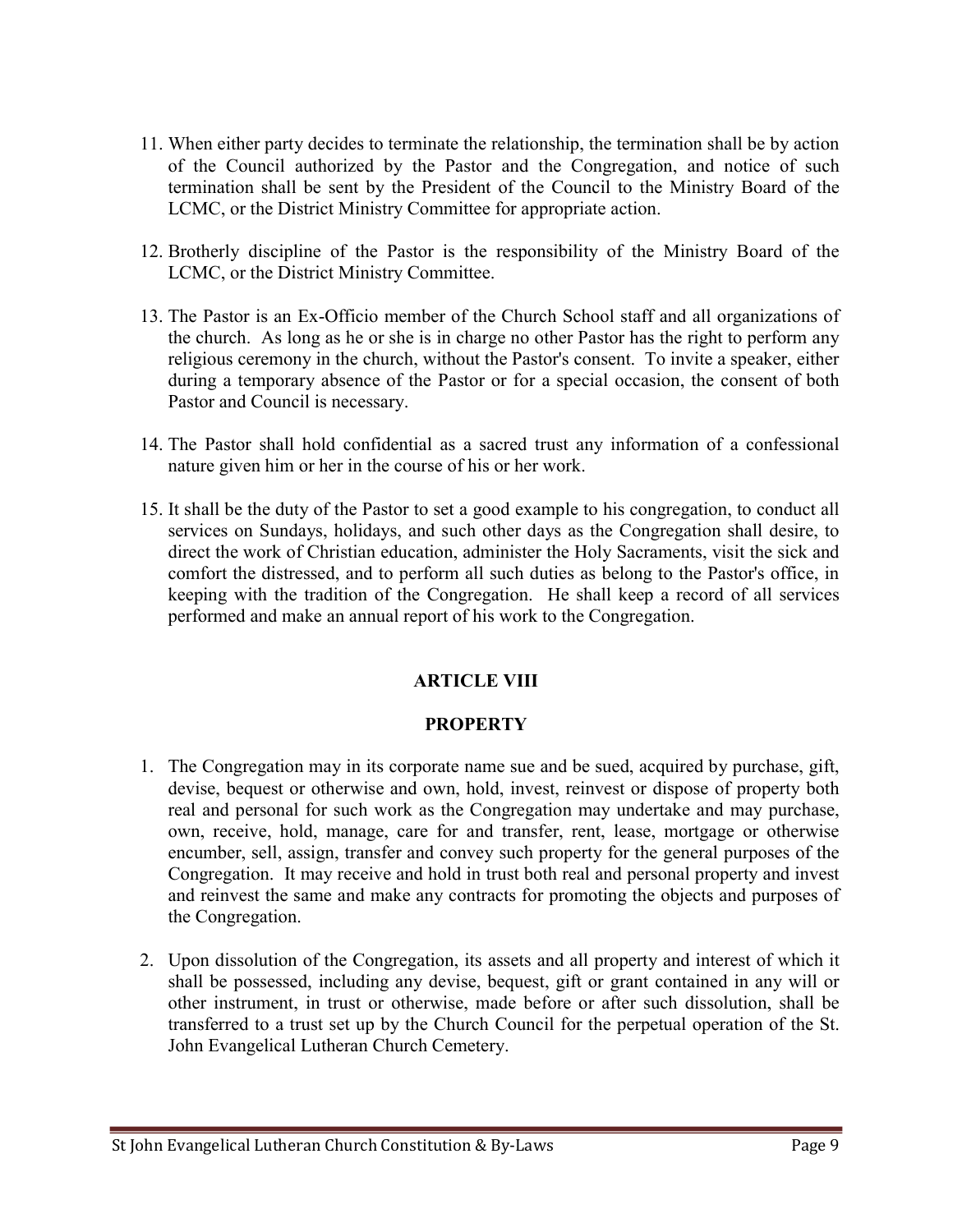11. When either party decides to terminate the relationship, the termination shall be by action of the Council authorized by the Pastor and the Congregation, and notice of such termination shall be sent by the President of the Council to the Ministry Board of the LCMC, or the District Ministry Committee for appropriate action.

12. Brotherly discipline of the Pastor is the responsibility of the Ministry Board of the LCMC, or the District Ministry Committee.

13. The Pastor is an Ex-Officio member of the Church School staff and all organizations of the church. As long as he or she is in charge no other Pastor has the right to perform any religious ceremony in the church, without the Pastor's consent. To invite a speaker, either during a temporary absence of the Pastor or for a special occasion, the consent of both Pastor and Council is necessary.

14. The Pastor shall hold confidential as a sacred trust any information of a confessional nature given him or her in the course of his or her work.

15. It shall be the duty of the Pastor to set a good example to his congregation, to conduct all services on Sundays, holidays, and such other days as the Congregation shall desire, to direct the work of Christian education, administer the Holy Sacraments, visit the sick and comfort the distressed, and to perform all such duties as belong to the Pastor's office, in keeping with the tradition of the Congregation. He shall keep a record of all services performed and make an annual report of his work to the Congregation.

## ARTICLE VIII

## PROPERTY

1. The Congregation may in its corporate name sue and be sued, acquired by purchase, gift, devise, bequest or otherwise and own, hold, invest, reinvest or dispose of property both real and personal for such work as the Congregation may undertake and may purchase, own, receive, hold, manage, care for and transfer, rent, lease, mortgage or otherwise encumber, sell, assign, transfer and convey such property for the general purposes of the Congregation. It may receive and hold in trust both real and personal property and invest and reinvest the same and make any contracts for promoting the objects and purposes of the Congregation.

2. Upon dissolution of the Congregation, its assets and all property and interest of which it shall be possessed, including any devise, bequest, gift or grant contained in any will or other instrument, in trust or otherwise, made before or after such dissolution, shall be transferred to a trust set up by the Church Council for the perpetual operation of the St. John Evangelical Lutheran Church Cemetery.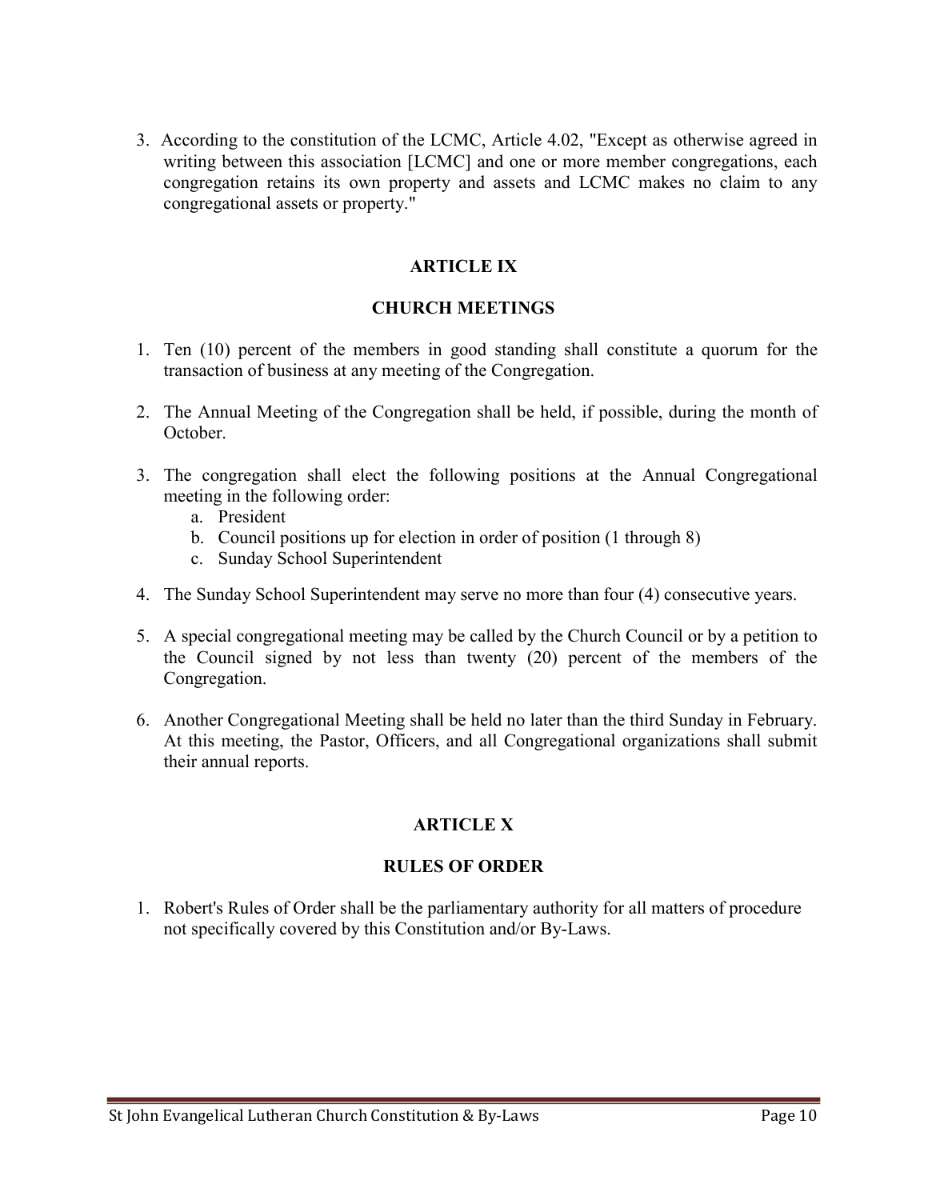3. According to the constitution of the LCMC, Article 4.02, "Except as otherwise agreed in writing between this association [LCMC] and one or more member congregations, each congregation retains its own property and assets and LCMC makes no claim to any congregational assets or property."

## ARTICLE IX

## CHURCH MEETINGS

1. Ten (10) percent of the members in good standing shall constitute a quorum for the transaction of business at any meeting of the Congregation.

2. The Annual Meeting of the Congregation shall be held, if possible, during the month of October.

3. The congregation shall elect the following positions at the Annual Congregational meeting in the following order:
   a. President
   b. Council positions up for election in order of position (1 through 8)
   c. Sunday School Superintendent

4. The Sunday School Superintendent may serve no more than four (4) consecutive years.

5. A special congregational meeting may be called by the Church Council or by a petition to the Council signed by not less than twenty (20) percent of the members of the Congregation.

6. Another Congregational Meeting shall be held no later than the third Sunday in February. At this meeting, the Pastor, Officers, and all Congregational organizations shall submit their annual reports.

## ARTICLE X

## RULES OF ORDER

1. Robert's Rules of Order shall be the parliamentary authority for all matters of procedure not specifically covered by this Constitution and/or By-Laws.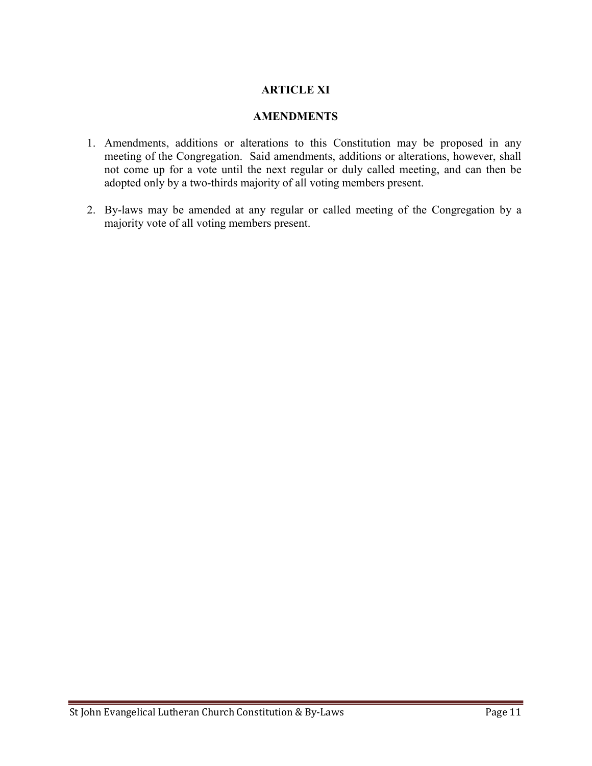## ARTICLE XI

## AMENDMENTS

1. Amendments, additions or alterations to this Constitution may be proposed in any meeting of the Congregation. Said amendments, additions or alterations, however, shall not come up for a vote until the next regular or duly called meeting, and can then be adopted only by a two-thirds majority of all voting members present.

2. By-laws may be amended at any regular or called meeting of the Congregation by a majority vote of all voting members present.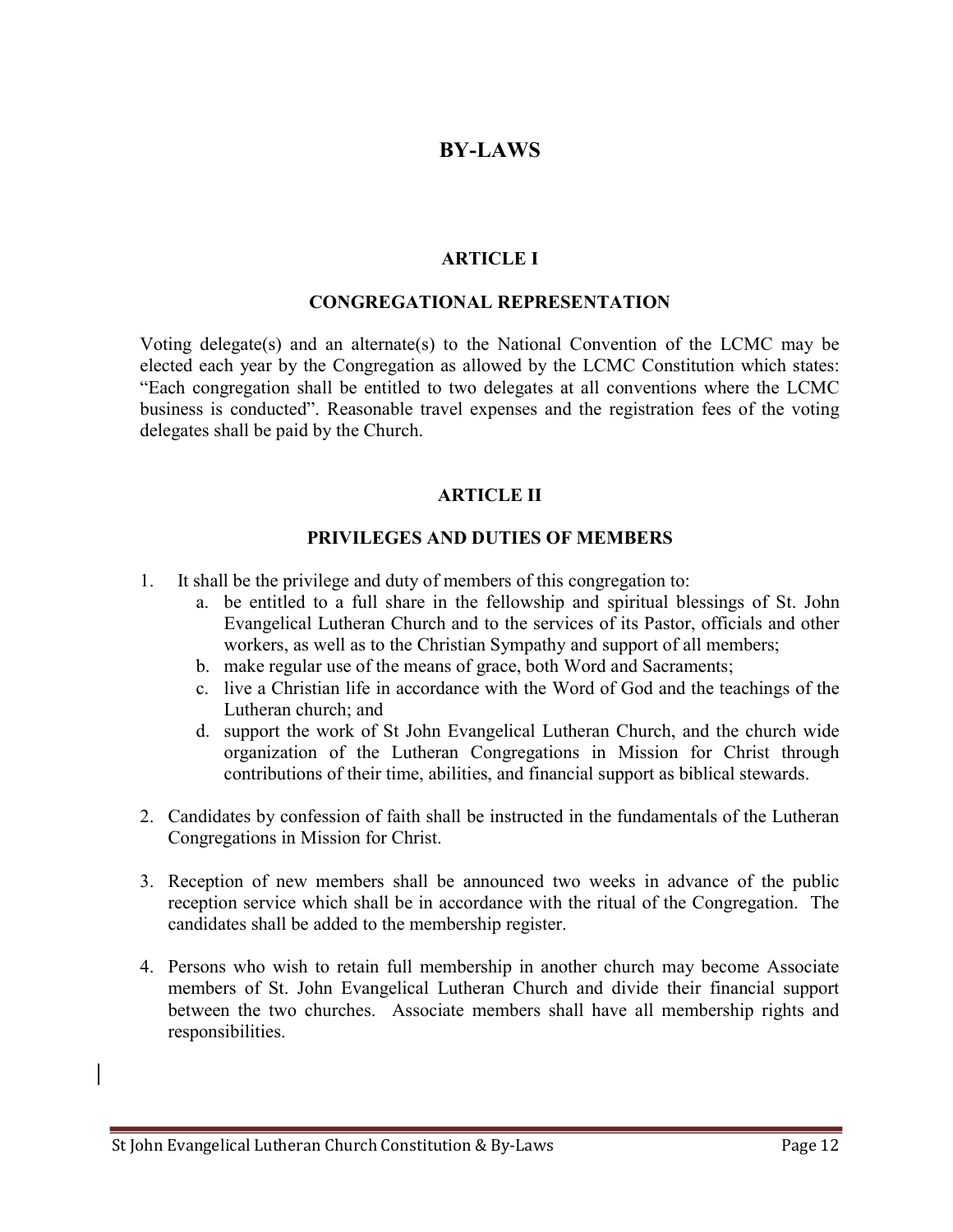# BY-LAWS

## ARTICLE I

## CONGREGATIONAL REPRESENTATION

Voting delegate(s) and an alternate(s) to the National Convention of the LCMC may be elected each year by the Congregation as allowed by the LCMC Constitution which states: "Each congregation shall be entitled to two delegates at all conventions where the LCMC business is conducted". Reasonable travel expenses and the registration fees of the voting delegates shall be paid by the Church.

## ARTICLE II

## PRIVILEGES AND DUTIES OF MEMBERS

1. It shall be the privilege and duty of members of this congregation to:
   a. be entitled to a full share in the fellowship and spiritual blessings of St. John Evangelical Lutheran Church and to the services of its Pastor, officials and other workers, as well as to the Christian Sympathy and support of all members;
   b. make regular use of the means of grace, both Word and Sacraments;
   c. live a Christian life in accordance with the Word of God and the teachings of the Lutheran church; and
   d. support the work of St John Evangelical Lutheran Church, and the church wide organization of the Lutheran Congregations in Mission for Christ through contributions of their time, abilities, and financial support as biblical stewards.

2. Candidates by confession of faith shall be instructed in the fundamentals of the Lutheran Congregations in Mission for Christ.

3. Reception of new members shall be announced two weeks in advance of the public reception service which shall be in accordance with the ritual of the Congregation. The candidates shall be added to the membership register.

4. Persons who wish to retain full membership in another church may become Associate members of St. John Evangelical Lutheran Church and divide their financial support between the two churches. Associate members shall have all membership rights and responsibilities.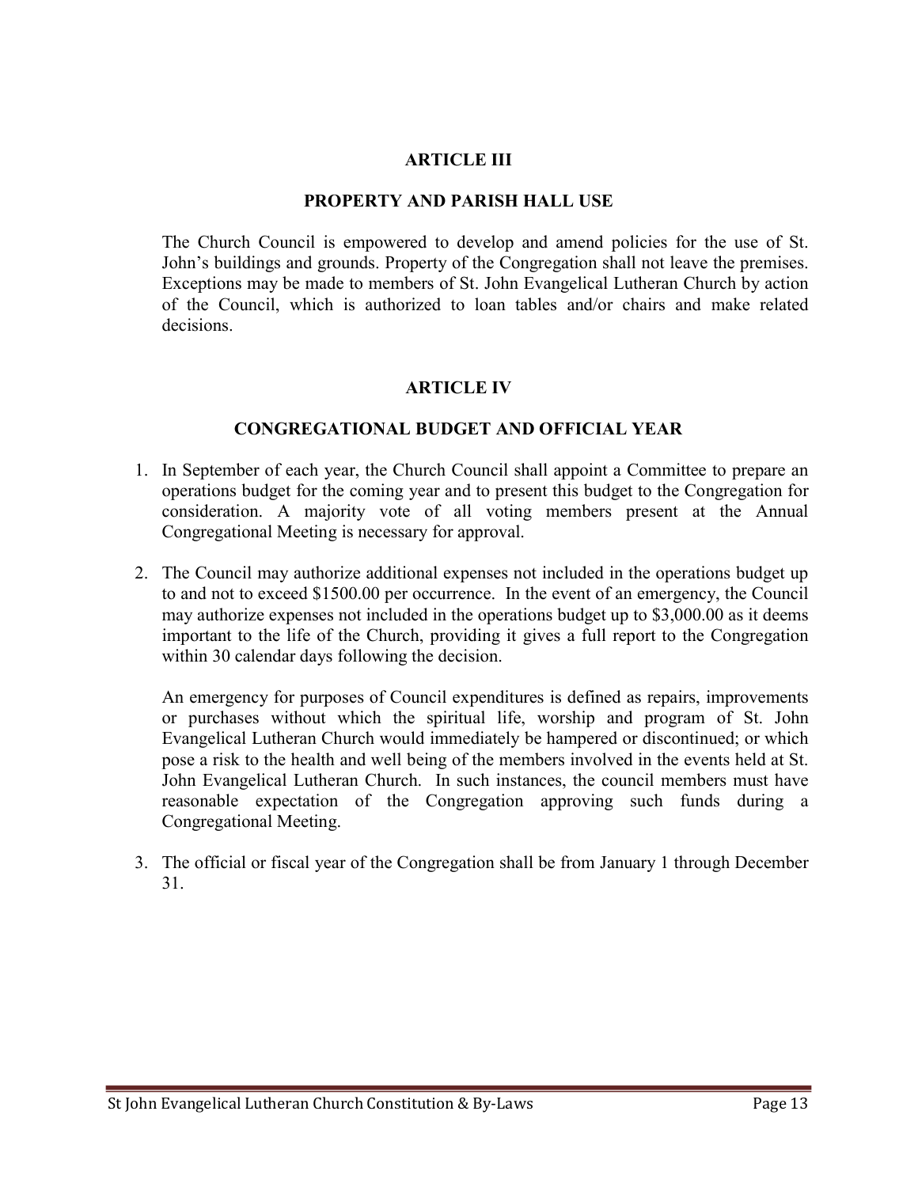## ARTICLE III

## PROPERTY AND PARISH HALL USE

The Church Council is empowered to develop and amend policies for the use of St. John's buildings and grounds. Property of the Congregation shall not leave the premises. Exceptions may be made to members of St. John Evangelical Lutheran Church by action of the Council, which is authorized to loan tables and/or chairs and make related decisions.

## ARTICLE IV

## CONGREGATIONAL BUDGET AND OFFICIAL YEAR

1. In September of each year, the Church Council shall appoint a Committee to prepare an operations budget for the coming year and to present this budget to the Congregation for consideration. A majority vote of all voting members present at the Annual Congregational Meeting is necessary for approval.

2. The Council may authorize additional expenses not included in the operations budget up to and not to exceed $1500.00 per occurrence. In the event of an emergency, the Council may authorize expenses not included in the operations budget up to $3,000.00 as it deems important to the life of the Church, providing it gives a full report to the Congregation within 30 calendar days following the decision.

   An emergency for purposes of Council expenditures is defined as repairs, improvements or purchases without which the spiritual life, worship and program of St. John Evangelical Lutheran Church would immediately be hampered or discontinued; or which pose a risk to the health and well being of the members involved in the events held at St. John Evangelical Lutheran Church. In such instances, the council members must have reasonable expectation of the Congregation approving such funds during a Congregational Meeting.

3. The official or fiscal year of the Congregation shall be from January 1 through December 31.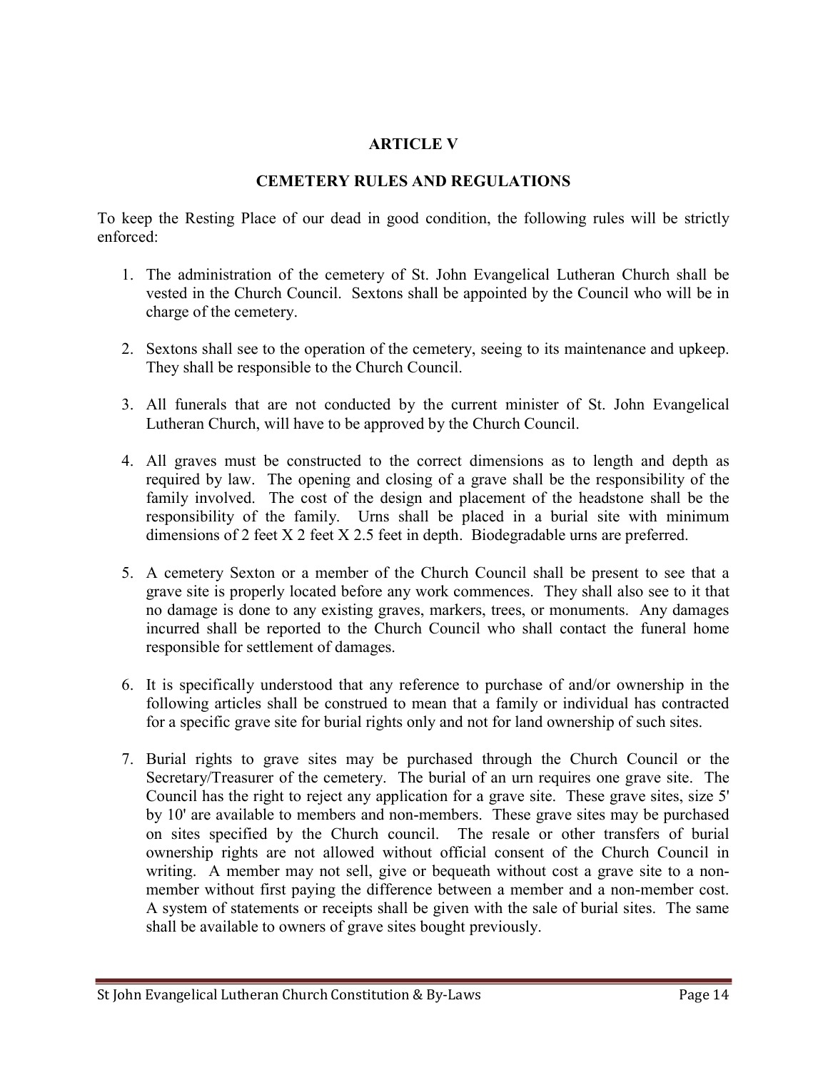## ARTICLE V

## CEMETERY RULES AND REGULATIONS

To keep the Resting Place of our dead in good condition, the following rules will be strictly enforced:

1. The administration of the cemetery of St. John Evangelical Lutheran Church shall be vested in the Church Council. Sextons shall be appointed by the Council who will be in charge of the cemetery.

2. Sextons shall see to the operation of the cemetery, seeing to its maintenance and upkeep. They shall be responsible to the Church Council.

3. All funerals that are not conducted by the current minister of St. John Evangelical Lutheran Church, will have to be approved by the Church Council.

4. All graves must be constructed to the correct dimensions as to length and depth as required by law. The opening and closing of a grave shall be the responsibility of the family involved. The cost of the design and placement of the headstone shall be the responsibility of the family. Urns shall be placed in a burial site with minimum dimensions of 2 feet X 2 feet X 2.5 feet in depth. Biodegradable urns are preferred.

5. A cemetery Sexton or a member of the Church Council shall be present to see that a grave site is properly located before any work commences. They shall also see to it that no damage is done to any existing graves, markers, trees, or monuments. Any damages incurred shall be reported to the Church Council who shall contact the funeral home responsible for settlement of damages.

6. It is specifically understood that any reference to purchase of and/or ownership in the following articles shall be construed to mean that a family or individual has contracted for a specific grave site for burial rights only and not for land ownership of such sites.

7. Burial rights to grave sites may be purchased through the Church Council or the Secretary/Treasurer of the cemetery. The burial of an urn requires one grave site. The Council has the right to reject any application for a grave site. These grave sites, size 5' by 10' are available to members and non-members. These grave sites may be purchased on sites specified by the Church council. The resale or other transfers of burial ownership rights are not allowed without official consent of the Church Council in writing. A member may not sell, give or bequeath without cost a grave site to a non-member without first paying the difference between a member and a non-member cost. A system of statements or receipts shall be given with the sale of burial sites. The same shall be available to owners of grave sites bought previously.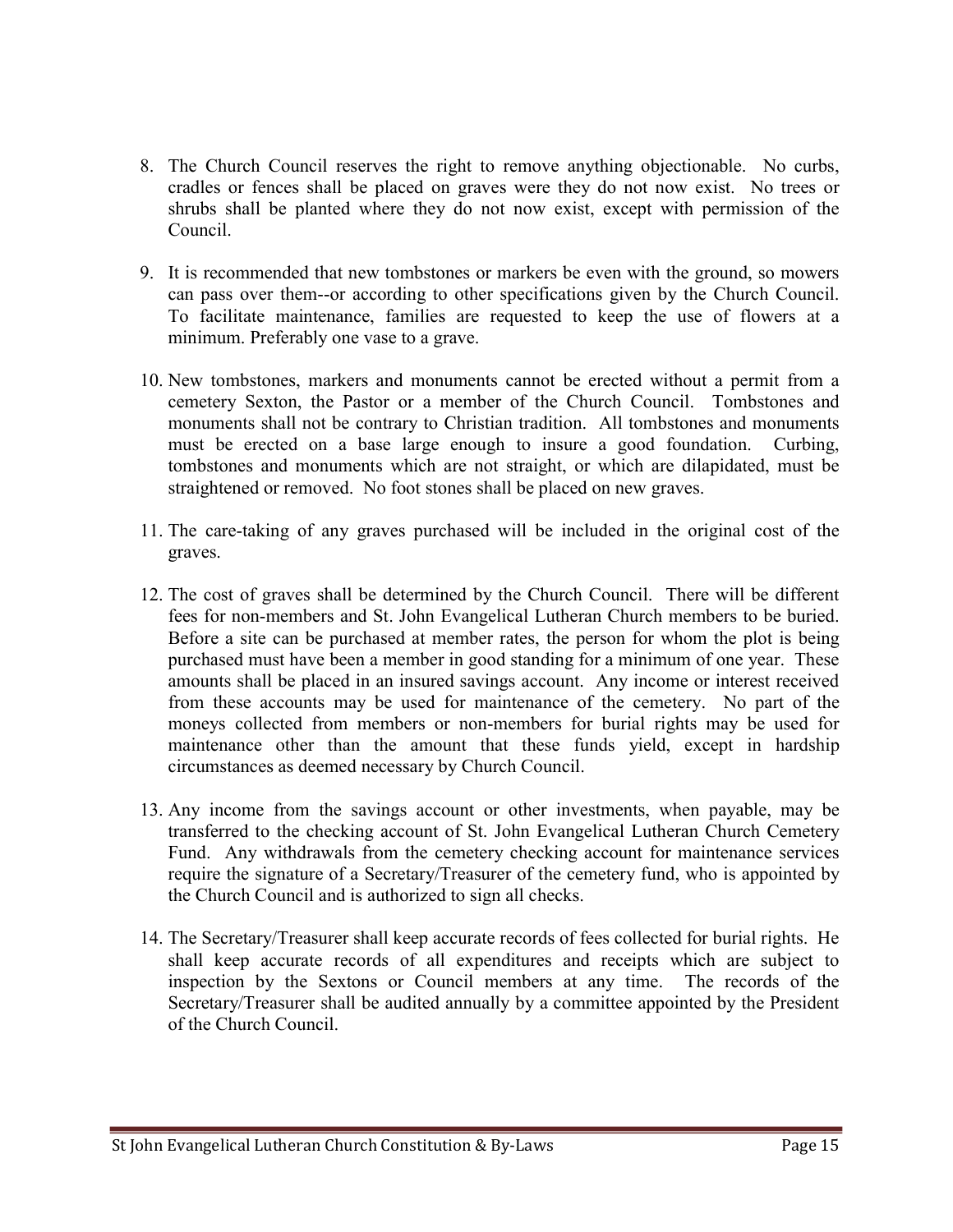8. The Church Council reserves the right to remove anything objectionable. No curbs, cradles or fences shall be placed on graves were they do not now exist. No trees or shrubs shall be planted where they do not now exist, except with permission of the Council.

9. It is recommended that new tombstones or markers be even with the ground, so mowers can pass over them--or according to other specifications given by the Church Council. To facilitate maintenance, families are requested to keep the use of flowers at a minimum. Preferably one vase to a grave.

10. New tombstones, markers and monuments cannot be erected without a permit from a cemetery Sexton, the Pastor or a member of the Church Council. Tombstones and monuments shall not be contrary to Christian tradition. All tombstones and monuments must be erected on a base large enough to insure a good foundation. Curbing, tombstones and monuments which are not straight, or which are dilapidated, must be straightened or removed. No foot stones shall be placed on new graves.

11. The care-taking of any graves purchased will be included in the original cost of the graves.

12. The cost of graves shall be determined by the Church Council. There will be different fees for non-members and St. John Evangelical Lutheran Church members to be buried. Before a site can be purchased at member rates, the person for whom the plot is being purchased must have been a member in good standing for a minimum of one year. These amounts shall be placed in an insured savings account. Any income or interest received from these accounts may be used for maintenance of the cemetery. No part of the moneys collected from members or non-members for burial rights may be used for maintenance other than the amount that these funds yield, except in hardship circumstances as deemed necessary by Church Council.

13. Any income from the savings account or other investments, when payable, may be transferred to the checking account of St. John Evangelical Lutheran Church Cemetery Fund. Any withdrawals from the cemetery checking account for maintenance services require the signature of a Secretary/Treasurer of the cemetery fund, who is appointed by the Church Council and is authorized to sign all checks.

14. The Secretary/Treasurer shall keep accurate records of fees collected for burial rights. He shall keep accurate records of all expenditures and receipts which are subject to inspection by the Sextons or Council members at any time. The records of the Secretary/Treasurer shall be audited annually by a committee appointed by the President of the Church Council.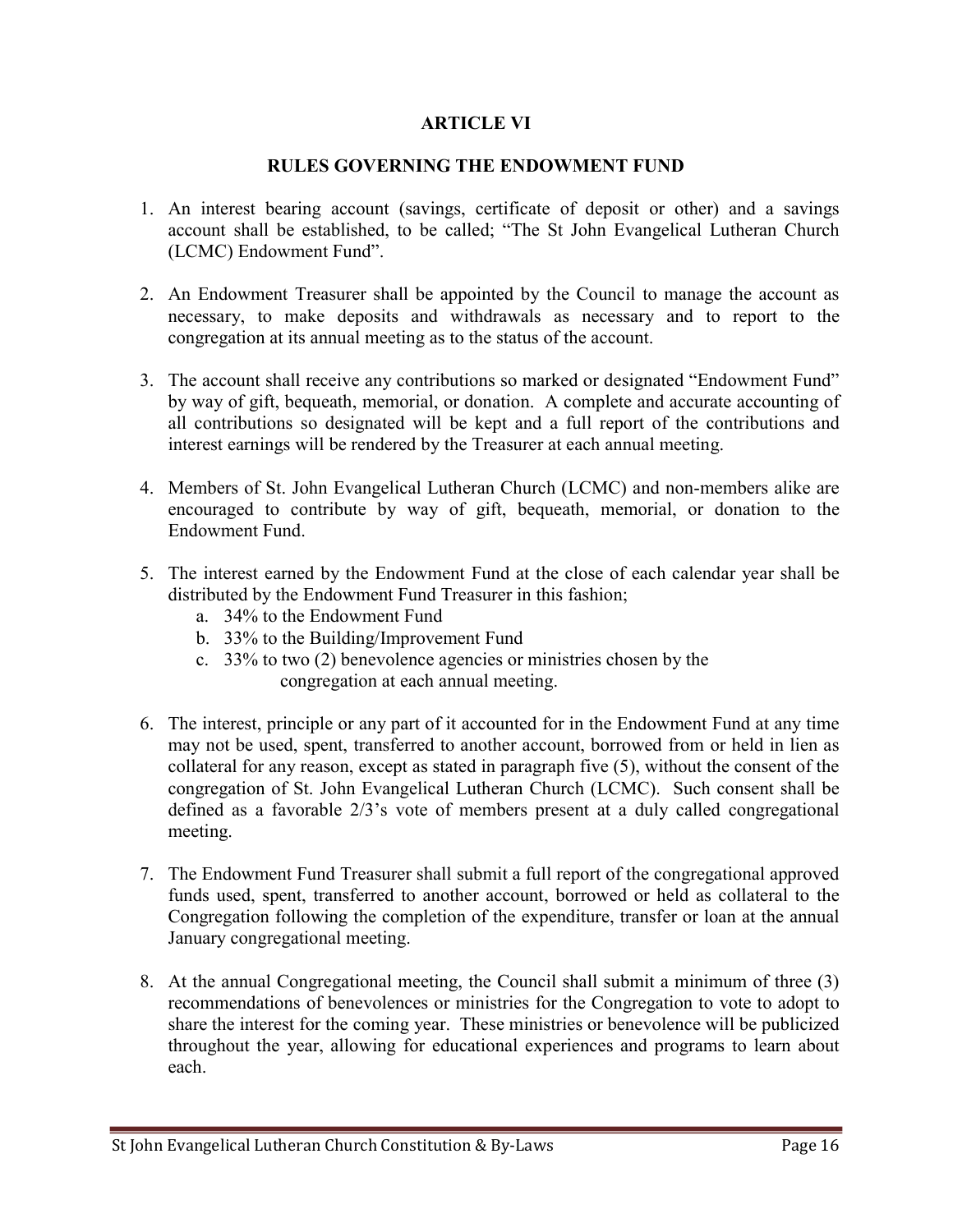## ARTICLE VI

## RULES GOVERNING THE ENDOWMENT FUND

1. An interest bearing account (savings, certificate of deposit or other) and a savings account shall be established, to be called; “The St John Evangelical Lutheran Church (LCMC) Endowment Fund”.

2. An Endowment Treasurer shall be appointed by the Council to manage the account as necessary, to make deposits and withdrawals as necessary and to report to the congregation at its annual meeting as to the status of the account.

3. The account shall receive any contributions so marked or designated “Endowment Fund” by way of gift, bequeath, memorial, or donation. A complete and accurate accounting of all contributions so designated will be kept and a full report of the contributions and interest earnings will be rendered by the Treasurer at each annual meeting.

4. Members of St. John Evangelical Lutheran Church (LCMC) and non-members alike are encouraged to contribute by way of gift, bequeath, memorial, or donation to the Endowment Fund.

5. The interest earned by the Endowment Fund at the close of each calendar year shall be distributed by the Endowment Fund Treasurer in this fashion;
   a. 34% to the Endowment Fund
   b. 33% to the Building/Improvement Fund
   c. 33% to two (2) benevolence agencies or ministries chosen by the congregation at each annual meeting.

6. The interest, principle or any part of it accounted for in the Endowment Fund at any time may not be used, spent, transferred to another account, borrowed from or held in lien as collateral for any reason, except as stated in paragraph five (5), without the consent of the congregation of St. John Evangelical Lutheran Church (LCMC). Such consent shall be defined as a favorable 2/3’s vote of members present at a duly called congregational meeting.

7. The Endowment Fund Treasurer shall submit a full report of the congregational approved funds used, spent, transferred to another account, borrowed or held as collateral to the Congregation following the completion of the expenditure, transfer or loan at the annual January congregational meeting.

8. At the annual Congregational meeting, the Council shall submit a minimum of three (3) recommendations of benevolences or ministries for the Congregation to vote to adopt to share the interest for the coming year. These ministries or benevolence will be publicized throughout the year, allowing for educational experiences and programs to learn about each.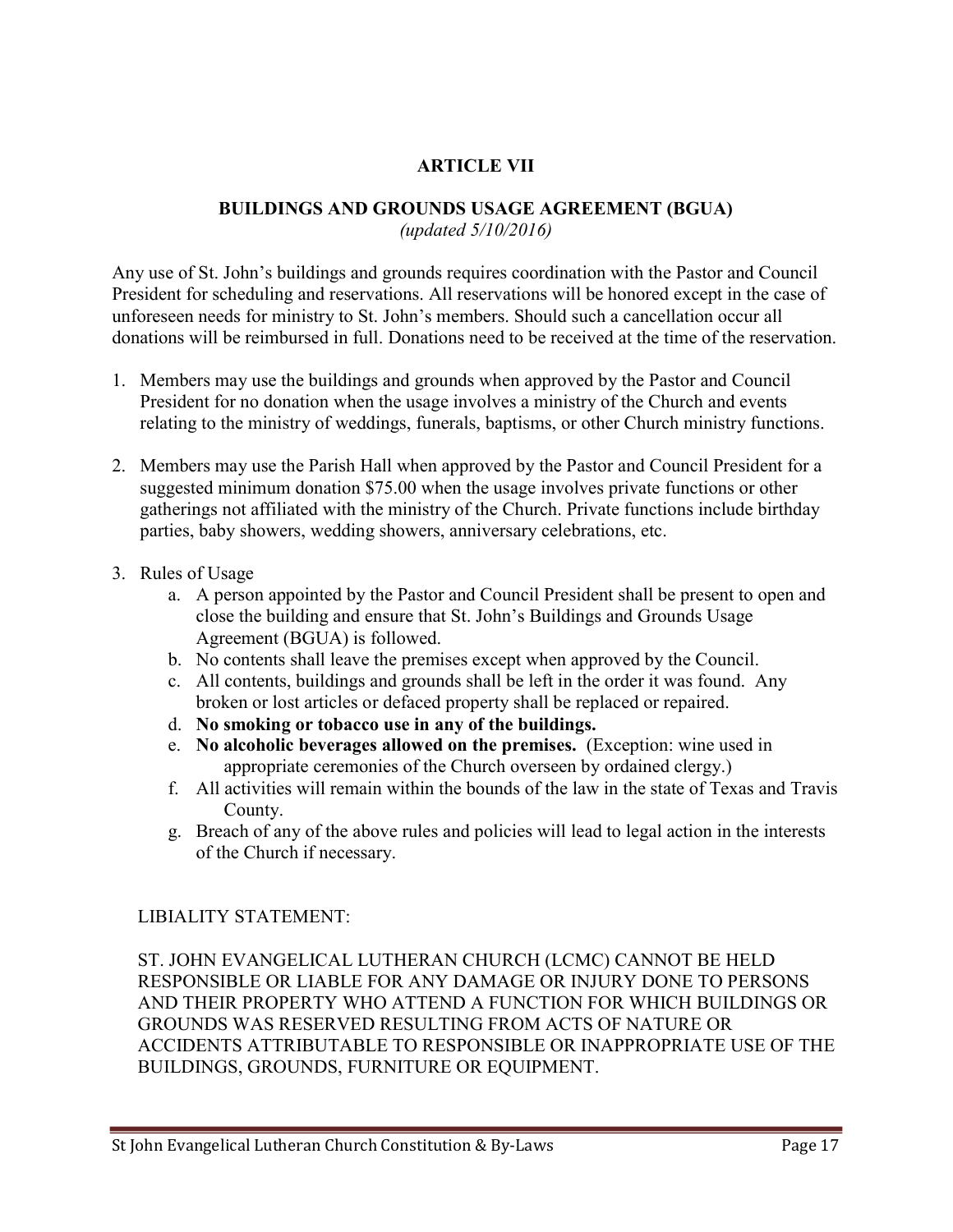## ARTICLE VII

### BUILDINGS AND GROUNDS USAGE AGREEMENT (BGUA)

*(updated 5/10/2016)*

Any use of St. John's buildings and grounds requires coordination with the Pastor and Council President for scheduling and reservations. All reservations will be honored except in the case of unforeseen needs for ministry to St. John's members. Should such a cancellation occur all donations will be reimbursed in full. Donations need to be received at the time of the reservation.

1. Members may use the buildings and grounds when approved by the Pastor and Council President for no donation when the usage involves a ministry of the Church and events relating to the ministry of weddings, funerals, baptisms, or other Church ministry functions.

2. Members may use the Parish Hall when approved by the Pastor and Council President for a suggested minimum donation $75.00 when the usage involves private functions or other gatherings not affiliated with the ministry of the Church. Private functions include birthday parties, baby showers, wedding showers, anniversary celebrations, etc.

3. Rules of Usage
   a. A person appointed by the Pastor and Council President shall be present to open and close the building and ensure that St. John's Buildings and Grounds Usage Agreement (BGUA) is followed.
   b. No contents shall leave the premises except when approved by the Council.
   c. All contents, buildings and grounds shall be left in the order it was found. Any broken or lost articles or defaced property shall be replaced or repaired.
   d. **No smoking or tobacco use in any of the buildings.**
   e. **No alcoholic beverages allowed on the premises.** (Exception: wine used in appropriate ceremonies of the Church overseen by ordained clergy.)
   f. All activities will remain within the bounds of the law in the state of Texas and Travis County.
   g. Breach of any of the above rules and policies will lead to legal action in the interests of the Church if necessary.

LIBIALITY STATEMENT:

ST. JOHN EVANGELICAL LUTHERAN CHURCH (LCMC) CANNOT BE HELD RESPONSIBLE OR LIABLE FOR ANY DAMAGE OR INJURY DONE TO PERSONS AND THEIR PROPERTY WHO ATTEND A FUNCTION FOR WHICH BUILDINGS OR GROUNDS WAS RESERVED RESULTING FROM ACTS OF NATURE OR ACCIDENTS ATTRIBUTABLE TO RESPONSIBLE OR INAPPROPRIATE USE OF THE BUILDINGS, GROUNDS, FURNITURE OR EQUIPMENT.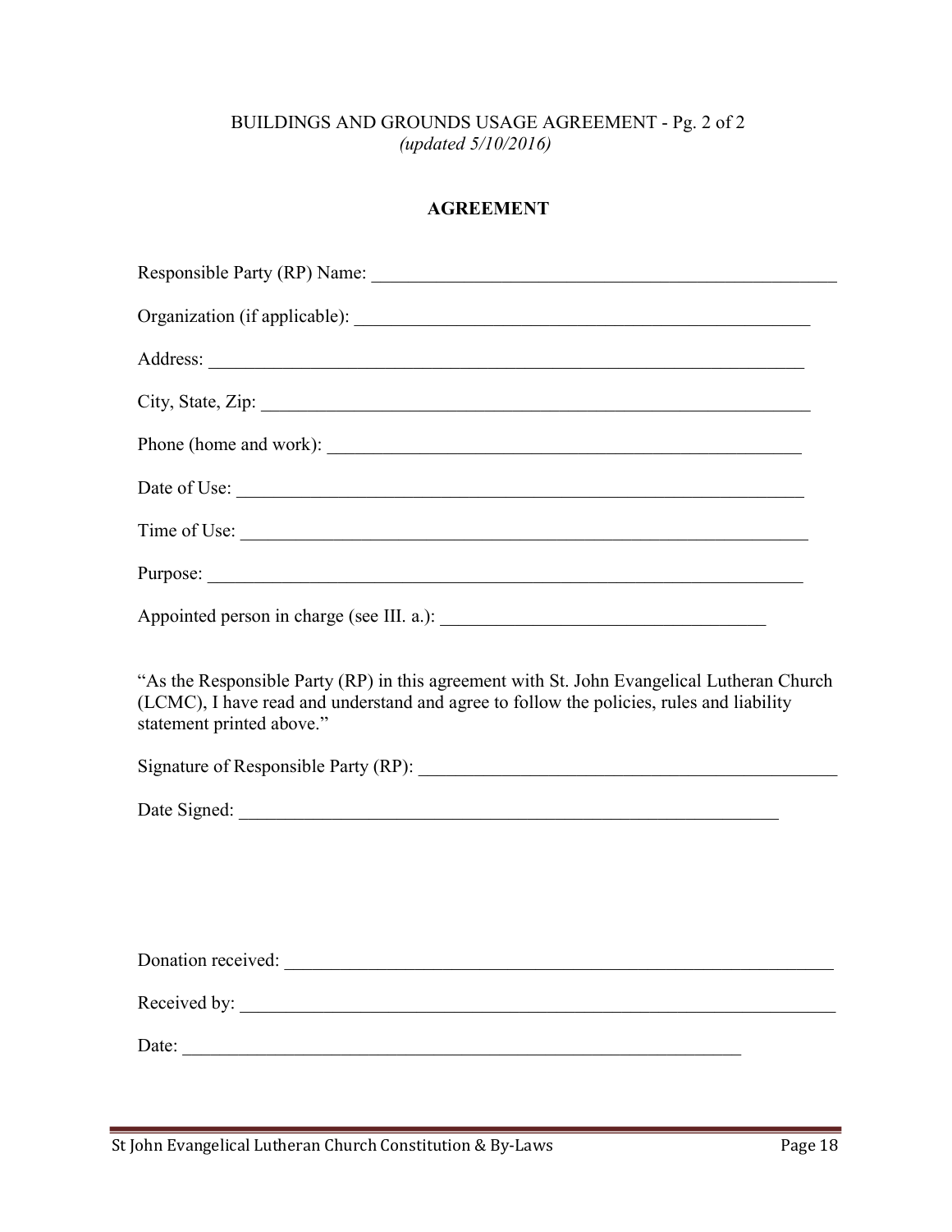BUILDINGS AND GROUNDS USAGE AGREEMENT - Pg. 2 of 2
*(updated 5/10/2016)*

**AGREEMENT**

Responsible Party (RP) Name: ____________________________________________________

Organization (if applicable): ________________________________________________

Address: _______________________________________________________________

City, State, Zip: _________________________________________________________

Phone (home and work): ___________________________________________________

Date of Use: ____________________________________________________________

Time of Use: ____________________________________________________________

Purpose: _______________________________________________________________

Appointed person in charge (see III. a.): __________________________________

"As the Responsible Party (RP) in this agreement with St. John Evangelical Lutheran Church (LCMC), I have read and understand and agree to follow the policies, rules and liability statement printed above."

Signature of Responsible Party (RP): _____________________________________________

Date Signed: ___________________________________________________________

Donation received: ______________________________________________________

Received by: ___________________________________________________________

Date: _______________________________________________________________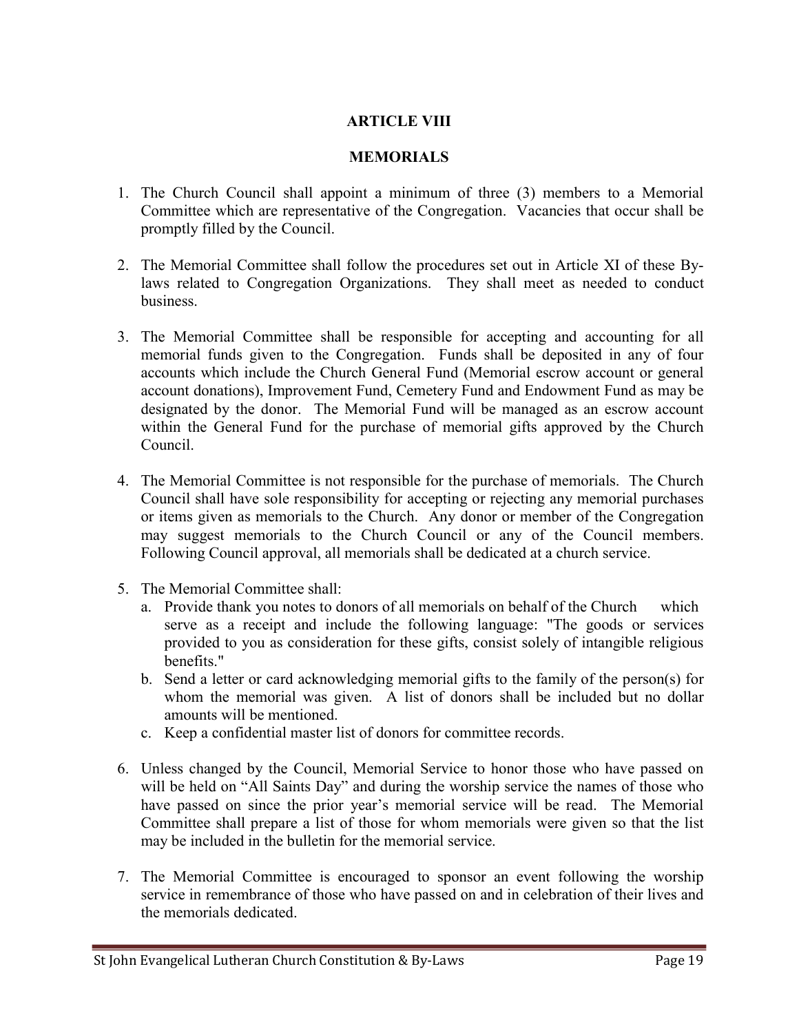## ARTICLE VIII

## MEMORIALS

1. The Church Council shall appoint a minimum of three (3) members to a Memorial Committee which are representative of the Congregation. Vacancies that occur shall be promptly filled by the Council.

2. The Memorial Committee shall follow the procedures set out in Article XI of these By-laws related to Congregation Organizations. They shall meet as needed to conduct business.

3. The Memorial Committee shall be responsible for accepting and accounting for all memorial funds given to the Congregation. Funds shall be deposited in any of four accounts which include the Church General Fund (Memorial escrow account or general account donations), Improvement Fund, Cemetery Fund and Endowment Fund as may be designated by the donor. The Memorial Fund will be managed as an escrow account within the General Fund for the purchase of memorial gifts approved by the Church Council.

4. The Memorial Committee is not responsible for the purchase of memorials. The Church Council shall have sole responsibility for accepting or rejecting any memorial purchases or items given as memorials to the Church. Any donor or member of the Congregation may suggest memorials to the Church Council or any of the Council members. Following Council approval, all memorials shall be dedicated at a church service.

5. The Memorial Committee shall:
   a. Provide thank you notes to donors of all memorials on behalf of the Church which serve as a receipt and include the following language: "The goods or services provided to you as consideration for these gifts, consist solely of intangible religious benefits."
   b. Send a letter or card acknowledging memorial gifts to the family of the person(s) for whom the memorial was given. A list of donors shall be included but no dollar amounts will be mentioned.
   c. Keep a confidential master list of donors for committee records.

6. Unless changed by the Council, Memorial Service to honor those who have passed on will be held on "All Saints Day" and during the worship service the names of those who have passed on since the prior year's memorial service will be read. The Memorial Committee shall prepare a list of those for whom memorials were given so that the list may be included in the bulletin for the memorial service.

7. The Memorial Committee is encouraged to sponsor an event following the worship service in remembrance of those who have passed on and in celebration of their lives and the memorials dedicated.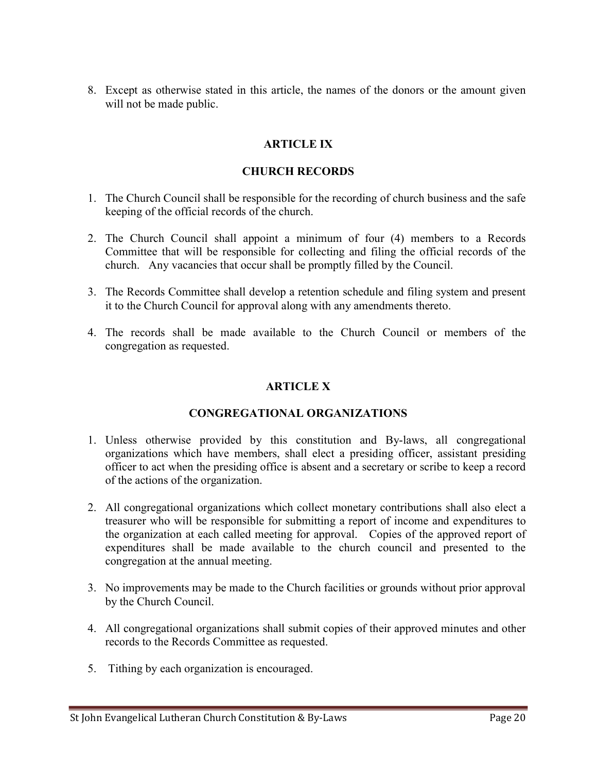8. Except as otherwise stated in this article, the names of the donors or the amount given will not be made public.

## ARTICLE IX

## CHURCH RECORDS

1. The Church Council shall be responsible for the recording of church business and the safe keeping of the official records of the church.

2. The Church Council shall appoint a minimum of four (4) members to a Records Committee that will be responsible for collecting and filing the official records of the church. Any vacancies that occur shall be promptly filled by the Council.

3. The Records Committee shall develop a retention schedule and filing system and present it to the Church Council for approval along with any amendments thereto.

4. The records shall be made available to the Church Council or members of the congregation as requested.

## ARTICLE X

## CONGREGATIONAL ORGANIZATIONS

1. Unless otherwise provided by this constitution and By-laws, all congregational organizations which have members, shall elect a presiding officer, assistant presiding officer to act when the presiding office is absent and a secretary or scribe to keep a record of the actions of the organization.

2. All congregational organizations which collect monetary contributions shall also elect a treasurer who will be responsible for submitting a report of income and expenditures to the organization at each called meeting for approval. Copies of the approved report of expenditures shall be made available to the church council and presented to the congregation at the annual meeting.

3. No improvements may be made to the Church facilities or grounds without prior approval by the Church Council.

4. All congregational organizations shall submit copies of their approved minutes and other records to the Records Committee as requested.

5. Tithing by each organization is encouraged.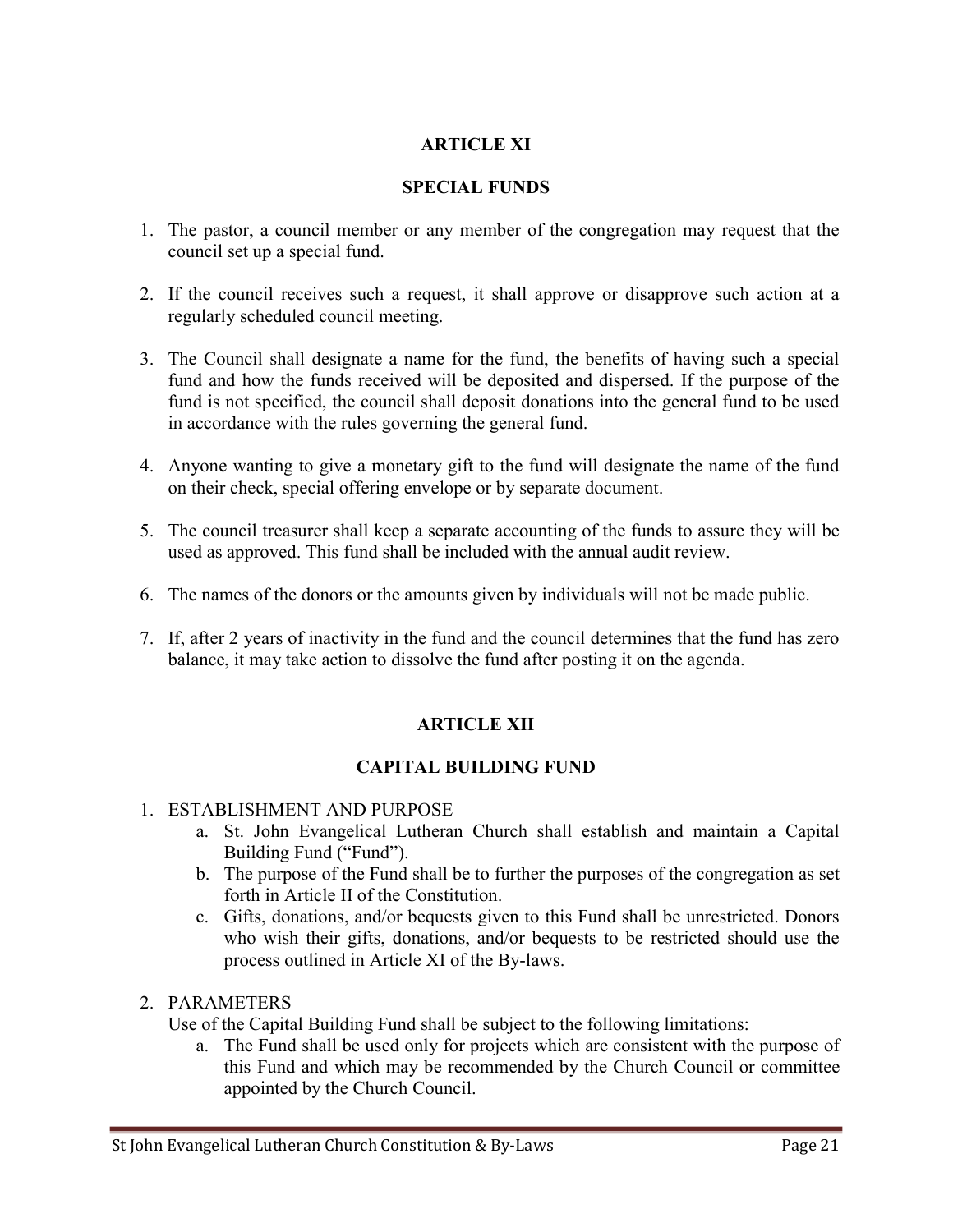## ARTICLE XI

## SPECIAL FUNDS

1. The pastor, a council member or any member of the congregation may request that the council set up a special fund.

2. If the council receives such a request, it shall approve or disapprove such action at a regularly scheduled council meeting.

3. The Council shall designate a name for the fund, the benefits of having such a special fund and how the funds received will be deposited and dispersed. If the purpose of the fund is not specified, the council shall deposit donations into the general fund to be used in accordance with the rules governing the general fund.

4. Anyone wanting to give a monetary gift to the fund will designate the name of the fund on their check, special offering envelope or by separate document.

5. The council treasurer shall keep a separate accounting of the funds to assure they will be used as approved. This fund shall be included with the annual audit review.

6. The names of the donors or the amounts given by individuals will not be made public.

7. If, after 2 years of inactivity in the fund and the council determines that the fund has zero balance, it may take action to dissolve the fund after posting it on the agenda.

## ARTICLE XII

## CAPITAL BUILDING FUND

1. ESTABLISHMENT AND PURPOSE
   a. St. John Evangelical Lutheran Church shall establish and maintain a Capital Building Fund ("Fund").
   b. The purpose of the Fund shall be to further the purposes of the congregation as set forth in Article II of the Constitution.
   c. Gifts, donations, and/or bequests given to this Fund shall be unrestricted. Donors who wish their gifts, donations, and/or bequests to be restricted should use the process outlined in Article XI of the By-laws.

2. PARAMETERS
   Use of the Capital Building Fund shall be subject to the following limitations:
   a. The Fund shall be used only for projects which are consistent with the purpose of this Fund and which may be recommended by the Church Council or committee appointed by the Church Council.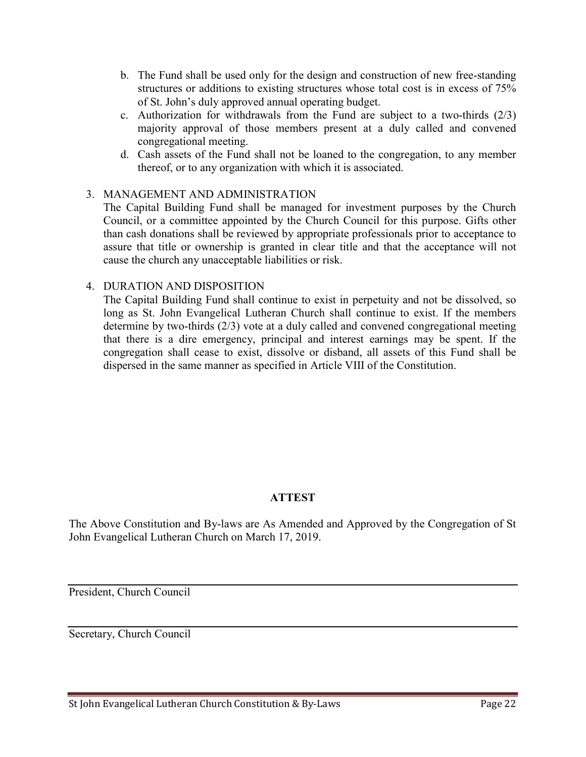b. The Fund shall be used only for the design and construction of new free-standing structures or additions to existing structures whose total cost is in excess of 75% of St. John's duly approved annual operating budget.
c. Authorization for withdrawals from the Fund are subject to a two-thirds (2/3) majority approval of those members present at a duly called and convened congregational meeting.
d. Cash assets of the Fund shall not be loaned to the congregation, to any member thereof, or to any organization with which it is associated.

3. MANAGEMENT AND ADMINISTRATION

The Capital Building Fund shall be managed for investment purposes by the Church Council, or a committee appointed by the Church Council for this purpose. Gifts other than cash donations shall be reviewed by appropriate professionals prior to acceptance to assure that title or ownership is granted in clear title and that the acceptance will not cause the church any unacceptable liabilities or risk.

4. DURATION AND DISPOSITION

The Capital Building Fund shall continue to exist in perpetuity and not be dissolved, so long as St. John Evangelical Lutheran Church shall continue to exist. If the members determine by two-thirds (2/3) vote at a duly called and convened congregational meeting that there is a dire emergency, principal and interest earnings may be spent. If the congregation shall cease to exist, dissolve or disband, all assets of this Fund shall be dispersed in the same manner as specified in Article VIII of the Constitution.

**ATTEST**

The Above Constitution and By-laws are As Amended and Approved by the Congregation of St John Evangelical Lutheran Church on March 17, 2019.

President, Church Council

Secretary, Church Council